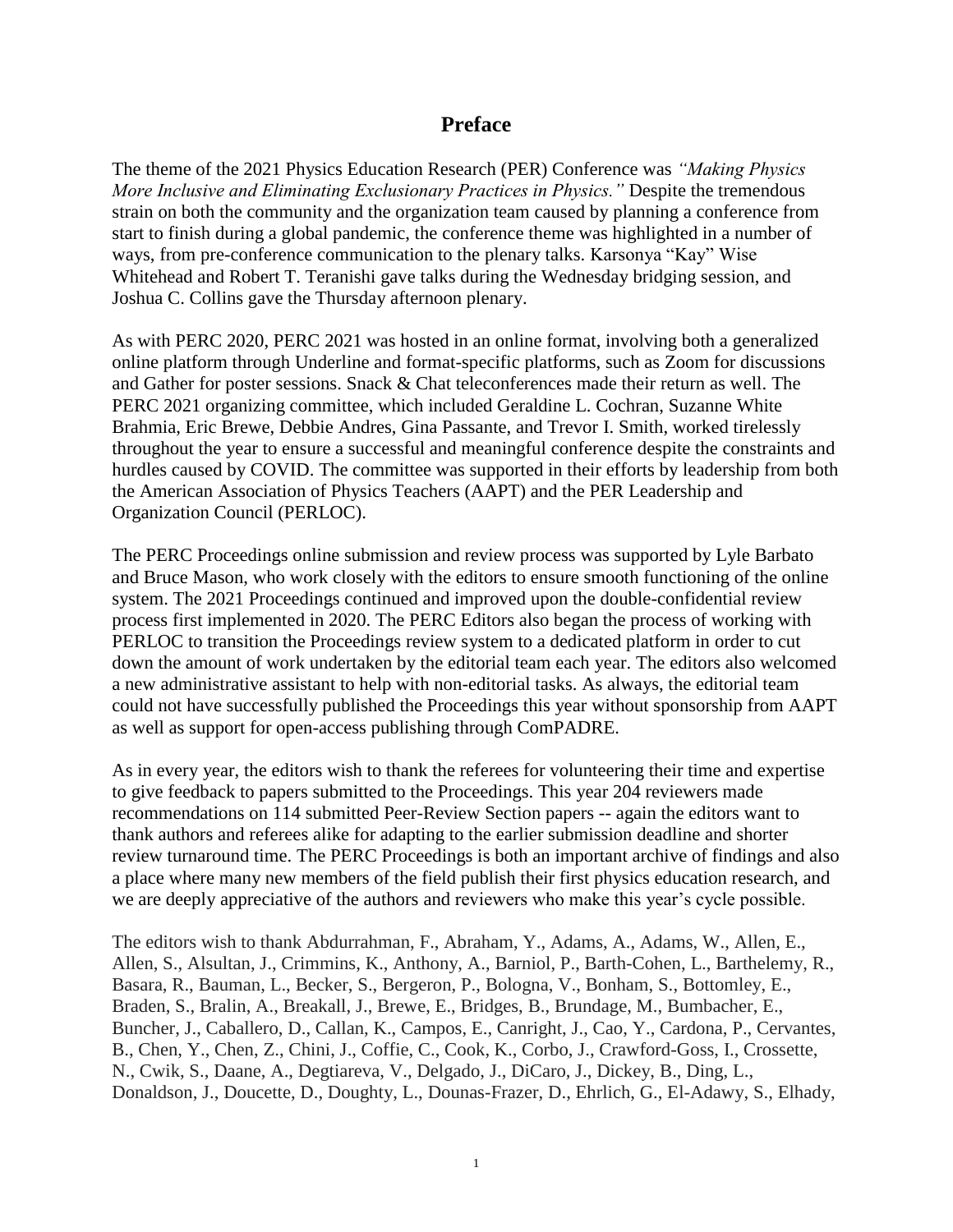# Preface

The theme of the 2021 Physics Education Research (PER) Conference was *"Making Physics More Inclusive and Eliminating Exclusionary Practices in Physics."* Despite the tremendous strain on both the community and the organization team caused by planning a conference from start to finish during a global pandemic, the conference theme was highlighted in a number of ways, from pre-conference communication to the plenary talks. Karsonya "Kay" Wise Whitehead and Robert T. Teranishi gave talks during the Wednesday bridging session, and Joshua C. Collins gave the Thursday afternoon plenary.

As with PERC 2020, PERC 2021 was hosted in an online format, involving both a generalized online platform through Underline and format-specific platforms, such as Zoom for discussions and Gather for poster sessions. Snack & Chat teleconferences made their return as well. The PERC 2021 organizing committee, which included Geraldine L. Cochran, Suzanne White Brahmia, Eric Brewe, Debbie Andres, Gina Passante, and Trevor I. Smith, worked tirelessly throughout the year to ensure a successful and meaningful conference despite the constraints and hurdles caused by COVID. The committee was supported in their efforts by leadership from both the American Association of Physics Teachers (AAPT) and the PER Leadership and Organization Council (PERLOC).

The PERC Proceedings online submission and review process was supported by Lyle Barbato and Bruce Mason, who work closely with the editors to ensure smooth functioning of the online system. The 2021 Proceedings continued and improved upon the double-confidential review process first implemented in 2020. The PERC Editors also began the process of working with PERLOC to transition the Proceedings review system to a dedicated platform in order to cut down the amount of work undertaken by the editorial team each year. The editors also welcomed a new administrative assistant to help with non-editorial tasks. As always, the editorial team could not have successfully published the Proceedings this year without sponsorship from AAPT as well as support for open-access publishing through ComPADRE.

As in every year, the editors wish to thank the referees for volunteering their time and expertise to give feedback to papers submitted to the Proceedings. This year 204 reviewers made recommendations on 114 submitted Peer-Review Section papers -- again the editors want to thank authors and referees alike for adapting to the earlier submission deadline and shorter review turnaround time. The PERC Proceedings is both an important archive of findings and also a place where many new members of the field publish their first physics education research, and we are deeply appreciative of the authors and reviewers who make this year's cycle possible.

The editors wish to thank Abdurrahman, F., Abraham, Y., Adams, A., Adams, W., Allen, E., Allen, S., Alsultan, J., Crimmins, K., Anthony, A., Barniol, P., Barth-Cohen, L., Barthelemy, R., Basara, R., Bauman, L., Becker, S., Bergeron, P., Bologna, V., Bonham, S., Bottomley, E., Braden, S., Bralin, A., Breakall, J., Brewe, E., Bridges, B., Brundage, M., Bumbacher, E., Buncher, J., Caballero, D., Callan, K., Campos, E., Canright, J., Cao, Y., Cardona, P., Cervantes, B., Chen, Y., Chen, Z., Chini, J., Coffie, C., Cook, K., Corbo, J., Crawford-Goss, I., Crossette, N., Cwik, S., Daane, A., Degtiareva, V., Delgado, J., DiCaro, J., Dickey, B., Ding, L., Donaldson, J., Doucette, D., Doughty, L., Dounas-Frazer, D., Ehrlich, G., El-Adawy, S., Elhady,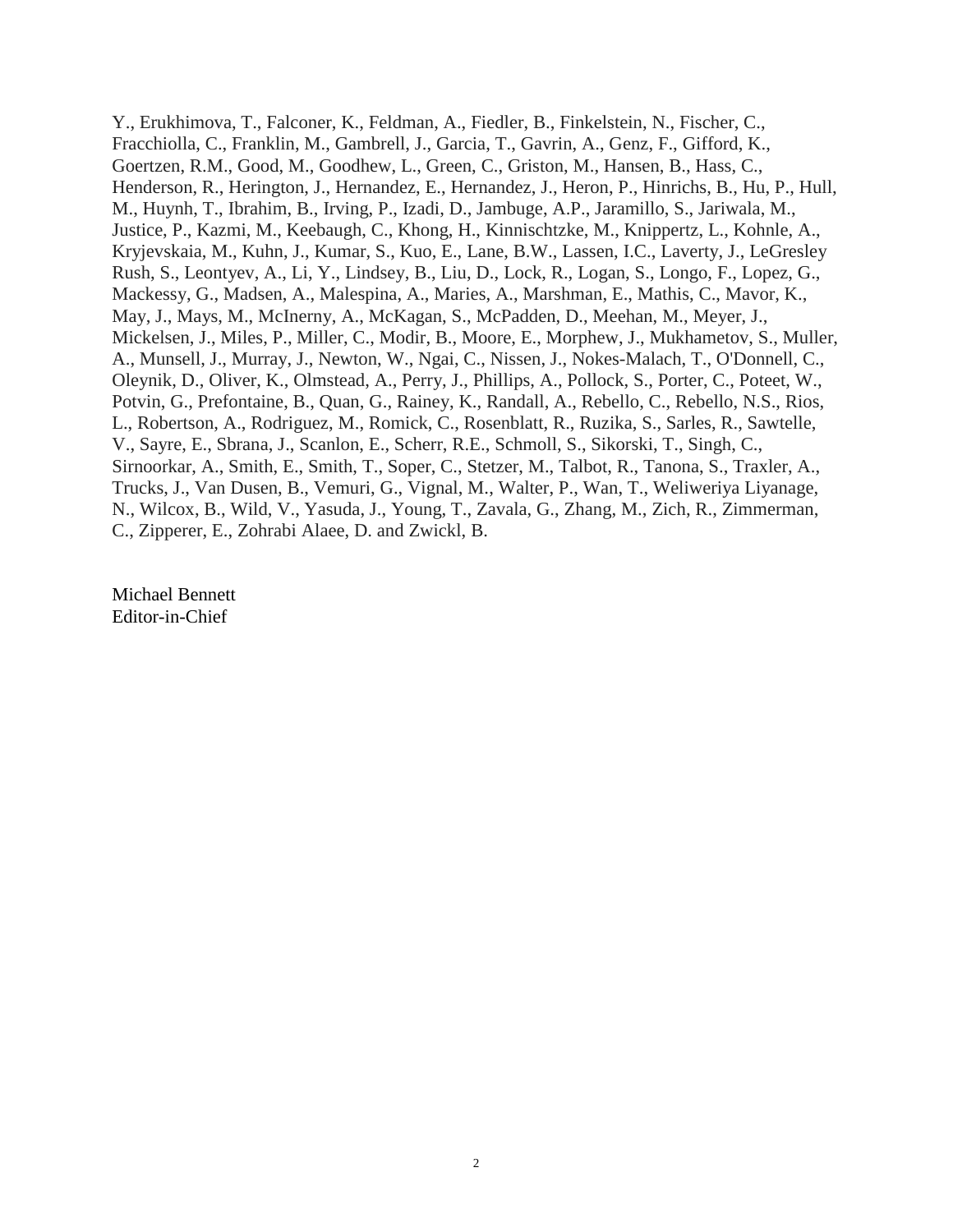Y., Erukhimova, T., Falconer, K., Feldman, A., Fiedler, B., Finkelstein, N., Fischer, C., Fracchiolla, C., Franklin, M., Gambrell, J., Garcia, T., Gavrin, A., Genz, F., Gifford, K., Goertzen, R.M., Good, M., Goodhew, L., Green, C., Griston, M., Hansen, B., Hass, C., Henderson, R., Herington, J., Hernandez, E., Hernandez, J., Heron, P., Hinrichs, B., Hu, P., Hull, M., Huynh, T., Ibrahim, B., Irving, P., Izadi, D., Jambuge, A.P., Jaramillo, S., Jariwala, M., Justice, P., Kazmi, M., Keebaugh, C., Khong, H., Kinnischtzke, M., Knippertz, L., Kohnle, A., Kryjevskaia, M., Kuhn, J., Kumar, S., Kuo, E., Lane, B.W., Lassen, I.C., Laverty, J., LeGresley Rush, S., Leontyev, A., Li, Y., Lindsey, B., Liu, D., Lock, R., Logan, S., Longo, F., Lopez, G., Mackessy, G., Madsen, A., Malespina, A., Maries, A., Marshman, E., Mathis, C., Mavor, K., May, J., Mays, M., McInerny, A., McKagan, S., McPadden, D., Meehan, M., Meyer, J., Mickelsen, J., Miles, P., Miller, C., Modir, B., Moore, E., Morphew, J., Mukhametov, S., Muller, A., Munsell, J., Murray, J., Newton, W., Ngai, C., Nissen, J., Nokes-Malach, T., O'Donnell, C., Oleynik, D., Oliver, K., Olmstead, A., Perry, J., Phillips, A., Pollock, S., Porter, C., Poteet, W., Potvin, G., Prefontaine, B., Quan, G., Rainey, K., Randall, A., Rebello, C., Rebello, N.S., Rios, L., Robertson, A., Rodriguez, M., Romick, C., Rosenblatt, R., Ruzika, S., Sarles, R., Sawtelle, V., Sayre, E., Sbrana, J., Scanlon, E., Scherr, R.E., Schmoll, S., Sikorski, T., Singh, C., Sirnoorkar, A., Smith, E., Smith, T., Soper, C., Stetzer, M., Talbot, R., Tanona, S., Traxler, A., Trucks, J., Van Dusen, B., Vemuri, G., Vignal, M., Walter, P., Wan, T., Weliweriya Liyanage, N., Wilcox, B., Wild, V., Yasuda, J., Young, T., Zavala, G., Zhang, M., Zich, R., Zimmerman, C., Zipperer, E., Zohrabi Alaee, D. and Zwickl, B.

Michael Bennett
Editor-in-Chief